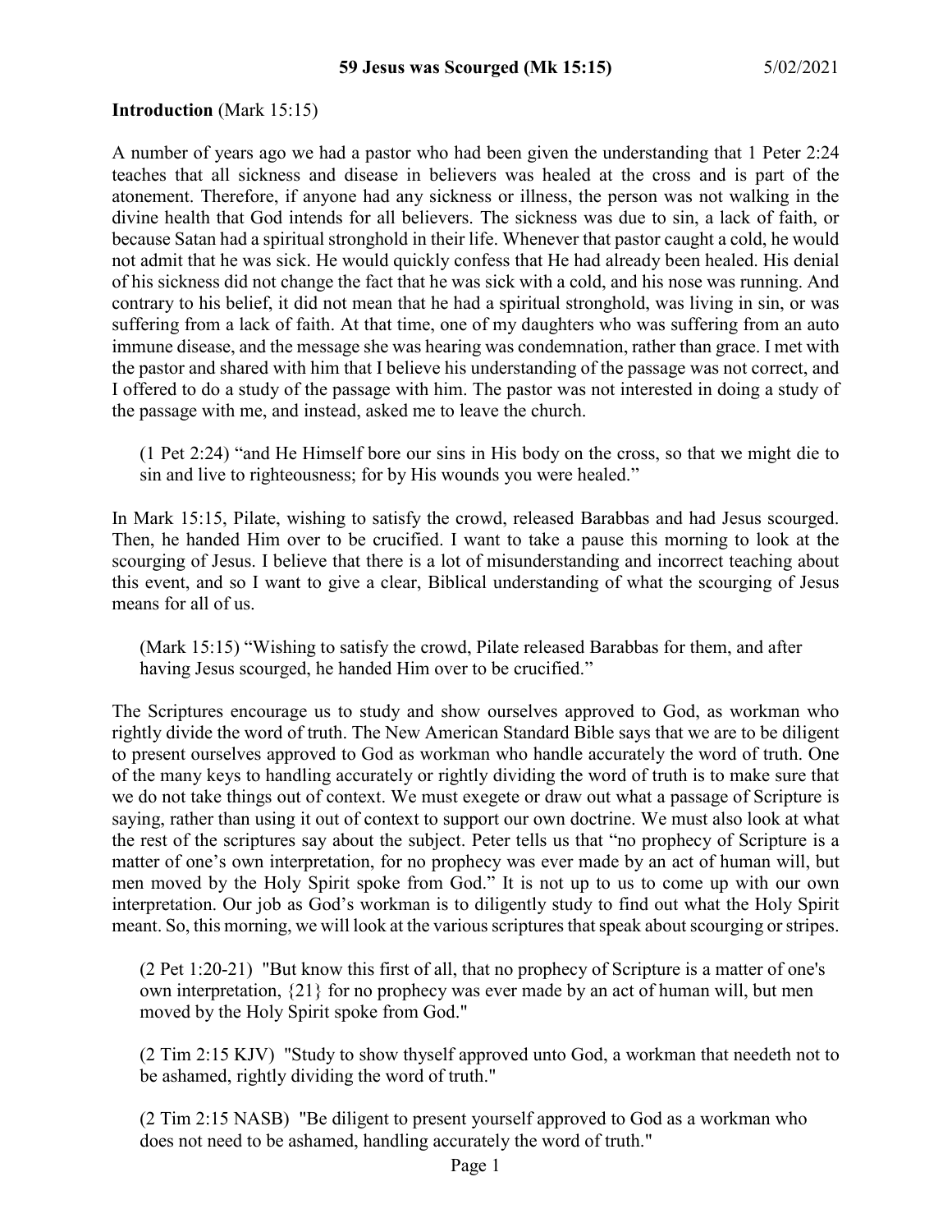**59 Jesus was Scourged (Mk 15:15)** 5/02/2021

**Introduction** (Mark 15:15)

A number of years ago we had a pastor who had been given the understanding that 1 Peter 2:24 teaches that all sickness and disease in believers was healed at the cross and is part of the atonement. Therefore, if anyone had any sickness or illness, the person was not walking in the divine health that God intends for all believers. The sickness was due to sin, a lack of faith, or because Satan had a spiritual stronghold in their life. Whenever that pastor caught a cold, he would not admit that he was sick. He would quickly confess that He had already been healed. His denial of his sickness did not change the fact that he was sick with a cold, and his nose was running. And contrary to his belief, it did not mean that he had a spiritual stronghold, was living in sin, or was suffering from a lack of faith. At that time, one of my daughters who was suffering from an auto immune disease, and the message she was hearing was condemnation, rather than grace. I met with the pastor and shared with him that I believe his understanding of the passage was not correct, and I offered to do a study of the passage with him. The pastor was not interested in doing a study of the passage with me, and instead, asked me to leave the church.

> (1 Pet 2:24) "and He Himself bore our sins in His body on the cross, so that we might die to sin and live to righteousness; for by His wounds you were healed."

In Mark 15:15, Pilate, wishing to satisfy the crowd, released Barabbas and had Jesus scourged. Then, he handed Him over to be crucified. I want to take a pause this morning to look at the scourging of Jesus. I believe that there is a lot of misunderstanding and incorrect teaching about this event, and so I want to give a clear, Biblical understanding of what the scourging of Jesus means for all of us.

> (Mark 15:15) "Wishing to satisfy the crowd, Pilate released Barabbas for them, and after having Jesus scourged, he handed Him over to be crucified."

The Scriptures encourage us to study and show ourselves approved to God, as workman who rightly divide the word of truth. The New American Standard Bible says that we are to be diligent to present ourselves approved to God as workman who handle accurately the word of truth. One of the many keys to handling accurately or rightly dividing the word of truth is to make sure that we do not take things out of context. We must exegete or draw out what a passage of Scripture is saying, rather than using it out of context to support our own doctrine. We must also look at what the rest of the scriptures say about the subject. Peter tells us that "no prophecy of Scripture is a matter of one's own interpretation, for no prophecy was ever made by an act of human will, but men moved by the Holy Spirit spoke from God." It is not up to us to come up with our own interpretation. Our job as God's workman is to diligently study to find out what the Holy Spirit meant. So, this morning, we will look at the various scriptures that speak about scourging or stripes.

> (2 Pet 1:20-21) "But know this first of all, that no prophecy of Scripture is a matter of one's own interpretation, {21} for no prophecy was ever made by an act of human will, but men moved by the Holy Spirit spoke from God."

> (2 Tim 2:15 KJV) "Study to show thyself approved unto God, a workman that needeth not to be ashamed, rightly dividing the word of truth."

> (2 Tim 2:15 NASB) "Be diligent to present yourself approved to God as a workman who does not need to be ashamed, handling accurately the word of truth."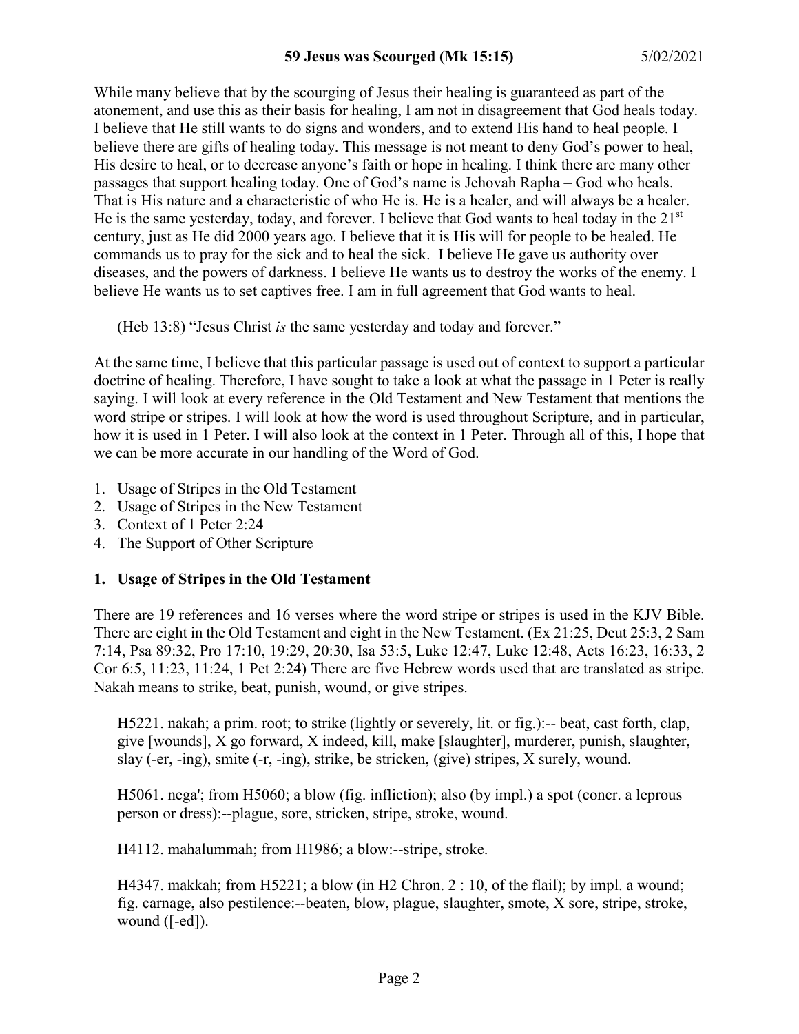While many believe that by the scourging of Jesus their healing is guaranteed as part of the atonement, and use this as their basis for healing, I am not in disagreement that God heals today. I believe that He still wants to do signs and wonders, and to extend His hand to heal people. I believe there are gifts of healing today. This message is not meant to deny God's power to heal, His desire to heal, or to decrease anyone's faith or hope in healing. I think there are many other passages that support healing today. One of God's name is Jehovah Rapha – God who heals. That is His nature and a characteristic of who He is. He is a healer, and will always be a healer. He is the same yesterday, today, and forever. I believe that God wants to heal today in the 21st century, just as He did 2000 years ago. I believe that it is His will for people to be healed. He commands us to pray for the sick and to heal the sick. I believe He gave us authority over diseases, and the powers of darkness. I believe He wants us to destroy the works of the enemy. I believe He wants us to set captives free. I am in full agreement that God wants to heal.

(Heb 13:8) "Jesus Christ *is* the same yesterday and today and forever."

At the same time, I believe that this particular passage is used out of context to support a particular doctrine of healing. Therefore, I have sought to take a look at what the passage in 1 Peter is really saying. I will look at every reference in the Old Testament and New Testament that mentions the word stripe or stripes. I will look at how the word is used throughout Scripture, and in particular, how it is used in 1 Peter. I will also look at the context in 1 Peter. Through all of this, I hope that we can be more accurate in our handling of the Word of God.

1. Usage of Stripes in the Old Testament
2. Usage of Stripes in the New Testament
3. Context of 1 Peter 2:24
4. The Support of Other Scripture

## 1. Usage of Stripes in the Old Testament

There are 19 references and 16 verses where the word stripe or stripes is used in the KJV Bible. There are eight in the Old Testament and eight in the New Testament. (Ex 21:25, Deut 25:3, 2 Sam 7:14, Psa 89:32, Pro 17:10, 19:29, 20:30, Isa 53:5, Luke 12:47, Luke 12:48, Acts 16:23, 16:33, 2 Cor 6:5, 11:23, 11:24, 1 Pet 2:24) There are five Hebrew words used that are translated as stripe. Nakah means to strike, beat, punish, wound, or give stripes.

H5221. nakah; a prim. root; to strike (lightly or severely, lit. or fig.):-- beat, cast forth, clap, give [wounds], X go forward, X indeed, kill, make [slaughter], murderer, punish, slaughter, slay (-er, -ing), smite (-r, -ing), strike, be stricken, (give) stripes, X surely, wound.

H5061. nega'; from H5060; a blow (fig. infliction); also (by impl.) a spot (concr. a leprous person or dress):--plague, sore, stricken, stripe, stroke, wound.

H4112. mahalummah; from H1986; a blow:--stripe, stroke.

H4347. makkah; from H5221; a blow (in H2 Chron. 2 : 10, of the flail); by impl. a wound; fig. carnage, also pestilence:--beaten, blow, plague, slaughter, smote, X sore, stripe, stroke, wound ([-ed]).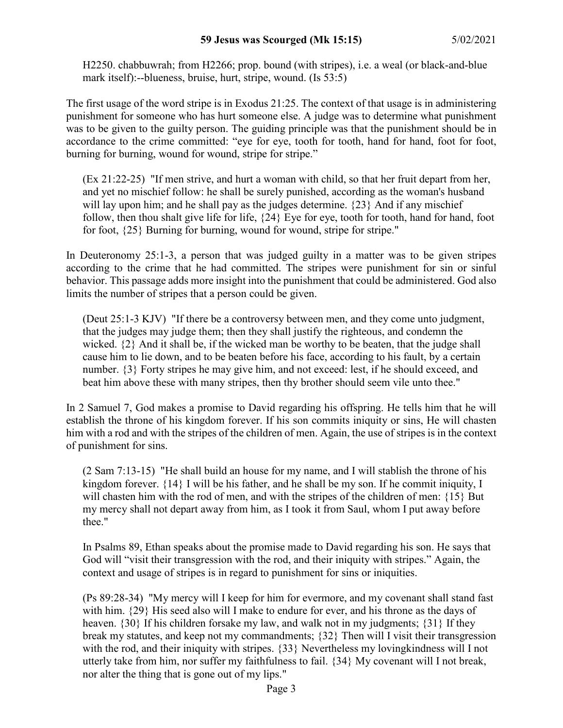H2250. chabbuwrah; from H2266; prop. bound (with stripes), i.e. a weal (or black-and-blue mark itself):--blueness, bruise, hurt, stripe, wound. (Is 53:5)

The first usage of the word stripe is in Exodus 21:25. The context of that usage is in administering punishment for someone who has hurt someone else. A judge was to determine what punishment was to be given to the guilty person. The guiding principle was that the punishment should be in accordance to the crime committed: "eye for eye, tooth for tooth, hand for hand, foot for foot, burning for burning, wound for wound, stripe for stripe."

> (Ex 21:22-25) "If men strive, and hurt a woman with child, so that her fruit depart from her, and yet no mischief follow: he shall be surely punished, according as the woman's husband will lay upon him; and he shall pay as the judges determine. {23} And if any mischief follow, then thou shalt give life for life, {24} Eye for eye, tooth for tooth, hand for hand, foot for foot, {25} Burning for burning, wound for wound, stripe for stripe."

In Deuteronomy 25:1-3, a person that was judged guilty in a matter was to be given stripes according to the crime that he had committed. The stripes were punishment for sin or sinful behavior. This passage adds more insight into the punishment that could be administered. God also limits the number of stripes that a person could be given.

> (Deut 25:1-3 KJV) "If there be a controversy between men, and they come unto judgment, that the judges may judge them; then they shall justify the righteous, and condemn the wicked. {2} And it shall be, if the wicked man be worthy to be beaten, that the judge shall cause him to lie down, and to be beaten before his face, according to his fault, by a certain number. {3} Forty stripes he may give him, and not exceed: lest, if he should exceed, and beat him above these with many stripes, then thy brother should seem vile unto thee."

In 2 Samuel 7, God makes a promise to David regarding his offspring. He tells him that he will establish the throne of his kingdom forever. If his son commits iniquity or sins, He will chasten him with a rod and with the stripes of the children of men. Again, the use of stripes is in the context of punishment for sins.

> (2 Sam 7:13-15) "He shall build an house for my name, and I will stablish the throne of his kingdom forever. {14} I will be his father, and he shall be my son. If he commit iniquity, I will chasten him with the rod of men, and with the stripes of the children of men: {15} But my mercy shall not depart away from him, as I took it from Saul, whom I put away before thee."

> In Psalms 89, Ethan speaks about the promise made to David regarding his son. He says that God will "visit their transgression with the rod, and their iniquity with stripes." Again, the context and usage of stripes is in regard to punishment for sins or iniquities.

> (Ps 89:28-34) "My mercy will I keep for him for evermore, and my covenant shall stand fast with him. {29} His seed also will I make to endure for ever, and his throne as the days of heaven. {30} If his children forsake my law, and walk not in my judgments; {31} If they break my statutes, and keep not my commandments; {32} Then will I visit their transgression with the rod, and their iniquity with stripes. {33} Nevertheless my lovingkindness will I not utterly take from him, nor suffer my faithfulness to fail. {34} My covenant will I not break, nor alter the thing that is gone out of my lips."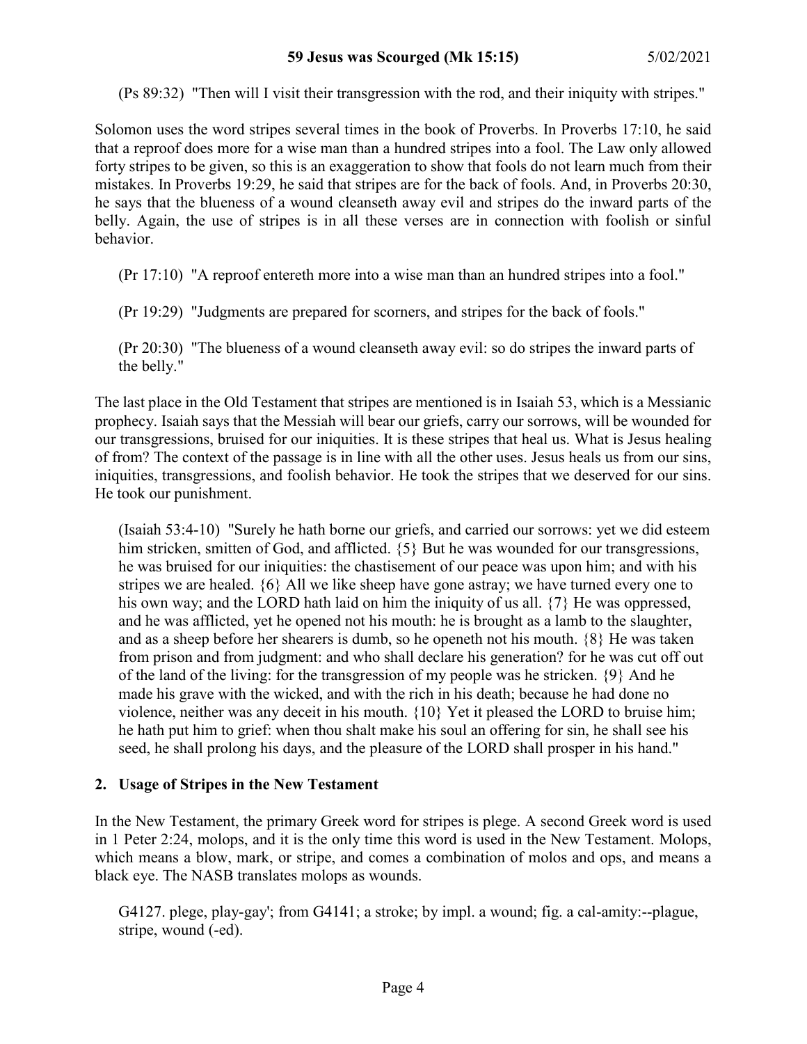(Ps 89:32) "Then will I visit their transgression with the rod, and their iniquity with stripes."

Solomon uses the word stripes several times in the book of Proverbs. In Proverbs 17:10, he said that a reproof does more for a wise man than a hundred stripes into a fool. The Law only allowed forty stripes to be given, so this is an exaggeration to show that fools do not learn much from their mistakes. In Proverbs 19:29, he said that stripes are for the back of fools. And, in Proverbs 20:30, he says that the blueness of a wound cleanseth away evil and stripes do the inward parts of the belly. Again, the use of stripes is in all these verses are in connection with foolish or sinful behavior.

(Pr 17:10) "A reproof entereth more into a wise man than an hundred stripes into a fool."

(Pr 19:29) "Judgments are prepared for scorners, and stripes for the back of fools."

(Pr 20:30) "The blueness of a wound cleanseth away evil: so do stripes the inward parts of the belly."

The last place in the Old Testament that stripes are mentioned is in Isaiah 53, which is a Messianic prophecy. Isaiah says that the Messiah will bear our griefs, carry our sorrows, will be wounded for our transgressions, bruised for our iniquities. It is these stripes that heal us. What is Jesus healing of from? The context of the passage is in line with all the other uses. Jesus heals us from our sins, iniquities, transgressions, and foolish behavior. He took the stripes that we deserved for our sins. He took our punishment.

(Isaiah 53:4-10) "Surely he hath borne our griefs, and carried our sorrows: yet we did esteem him stricken, smitten of God, and afflicted. {5} But he was wounded for our transgressions, he was bruised for our iniquities: the chastisement of our peace was upon him; and with his stripes we are healed. {6} All we like sheep have gone astray; we have turned every one to his own way; and the LORD hath laid on him the iniquity of us all. {7} He was oppressed, and he was afflicted, yet he opened not his mouth: he is brought as a lamb to the slaughter, and as a sheep before her shearers is dumb, so he openeth not his mouth. {8} He was taken from prison and from judgment: and who shall declare his generation? for he was cut off out of the land of the living: for the transgression of my people was he stricken. {9} And he made his grave with the wicked, and with the rich in his death; because he had done no violence, neither was any deceit in his mouth. {10} Yet it pleased the LORD to bruise him; he hath put him to grief: when thou shalt make his soul an offering for sin, he shall see his seed, he shall prolong his days, and the pleasure of the LORD shall prosper in his hand."

## 2. Usage of Stripes in the New Testament

In the New Testament, the primary Greek word for stripes is plege. A second Greek word is used in 1 Peter 2:24, molops, and it is the only time this word is used in the New Testament. Molops, which means a blow, mark, or stripe, and comes a combination of molos and ops, and means a black eye. The NASB translates molops as wounds.

G4127. plege, play-gay'; from G4141; a stroke; by impl. a wound; fig. a cal-amity:--plague, stripe, wound (-ed).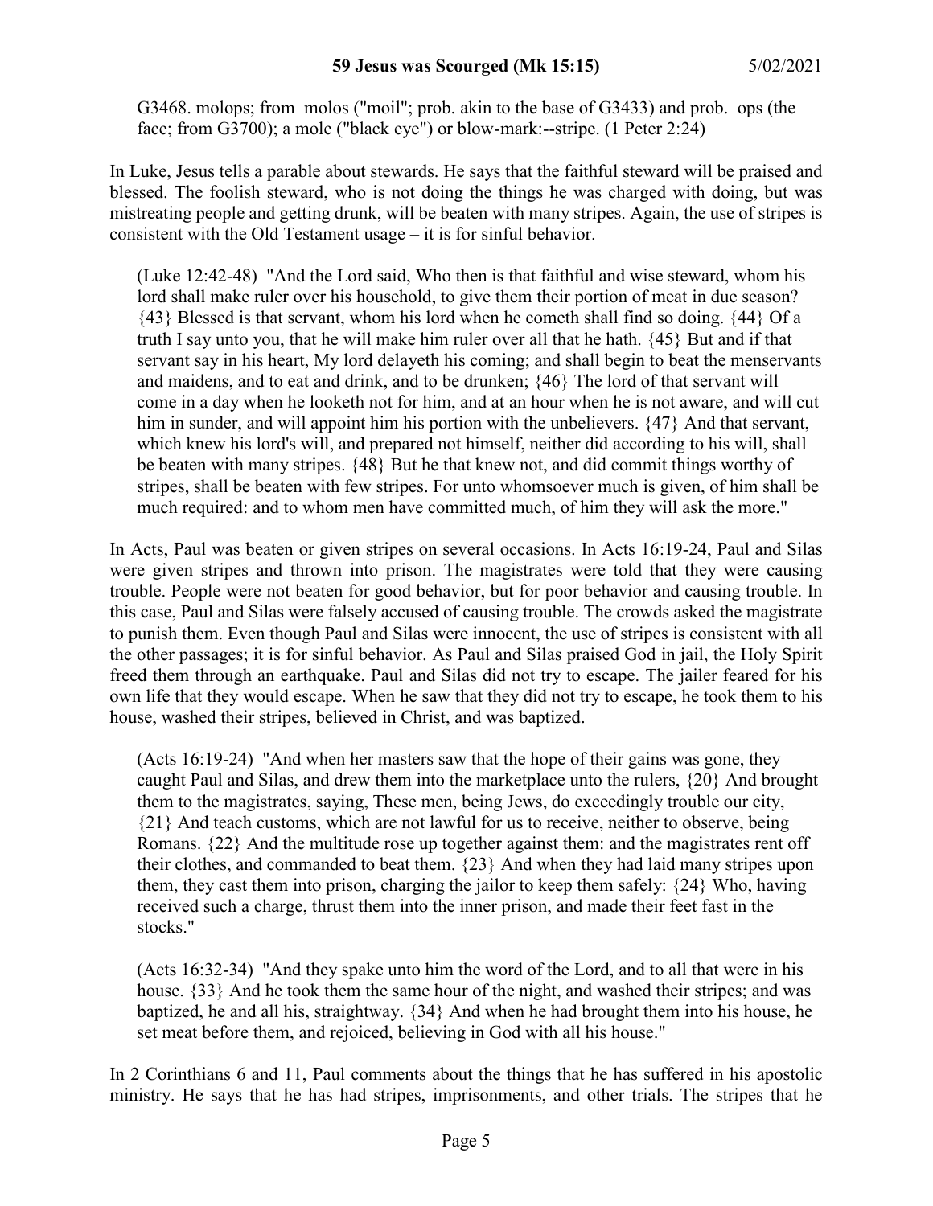G3468. molops; from molos ("moil"; prob. akin to the base of G3433) and prob. ops (the face; from G3700); a mole ("black eye") or blow-mark:--stripe. (1 Peter 2:24)

In Luke, Jesus tells a parable about stewards. He says that the faithful steward will be praised and blessed. The foolish steward, who is not doing the things he was charged with doing, but was mistreating people and getting drunk, will be beaten with many stripes. Again, the use of stripes is consistent with the Old Testament usage – it is for sinful behavior.

> (Luke 12:42-48) "And the Lord said, Who then is that faithful and wise steward, whom his lord shall make ruler over his household, to give them their portion of meat in due season? {43} Blessed is that servant, whom his lord when he cometh shall find so doing. {44} Of a truth I say unto you, that he will make him ruler over all that he hath. {45} But and if that servant say in his heart, My lord delayeth his coming; and shall begin to beat the menservants and maidens, and to eat and drink, and to be drunken; {46} The lord of that servant will come in a day when he looketh not for him, and at an hour when he is not aware, and will cut him in sunder, and will appoint him his portion with the unbelievers. {47} And that servant, which knew his lord's will, and prepared not himself, neither did according to his will, shall be beaten with many stripes. {48} But he that knew not, and did commit things worthy of stripes, shall be beaten with few stripes. For unto whomsoever much is given, of him shall be much required: and to whom men have committed much, of him they will ask the more."

In Acts, Paul was beaten or given stripes on several occasions. In Acts 16:19-24, Paul and Silas were given stripes and thrown into prison. The magistrates were told that they were causing trouble. People were not beaten for good behavior, but for poor behavior and causing trouble. In this case, Paul and Silas were falsely accused of causing trouble. The crowds asked the magistrate to punish them. Even though Paul and Silas were innocent, the use of stripes is consistent with all the other passages; it is for sinful behavior. As Paul and Silas praised God in jail, the Holy Spirit freed them through an earthquake. Paul and Silas did not try to escape. The jailer feared for his own life that they would escape. When he saw that they did not try to escape, he took them to his house, washed their stripes, believed in Christ, and was baptized.

> (Acts 16:19-24) "And when her masters saw that the hope of their gains was gone, they caught Paul and Silas, and drew them into the marketplace unto the rulers, {20} And brought them to the magistrates, saying, These men, being Jews, do exceedingly trouble our city, {21} And teach customs, which are not lawful for us to receive, neither to observe, being Romans. {22} And the multitude rose up together against them: and the magistrates rent off their clothes, and commanded to beat them. {23} And when they had laid many stripes upon them, they cast them into prison, charging the jailor to keep them safely: {24} Who, having received such a charge, thrust them into the inner prison, and made their feet fast in the stocks."

> (Acts 16:32-34) "And they spake unto him the word of the Lord, and to all that were in his house. {33} And he took them the same hour of the night, and washed their stripes; and was baptized, he and all his, straightway. {34} And when he had brought them into his house, he set meat before them, and rejoiced, believing in God with all his house."

In 2 Corinthians 6 and 11, Paul comments about the things that he has suffered in his apostolic ministry. He says that he has had stripes, imprisonments, and other trials. The stripes that he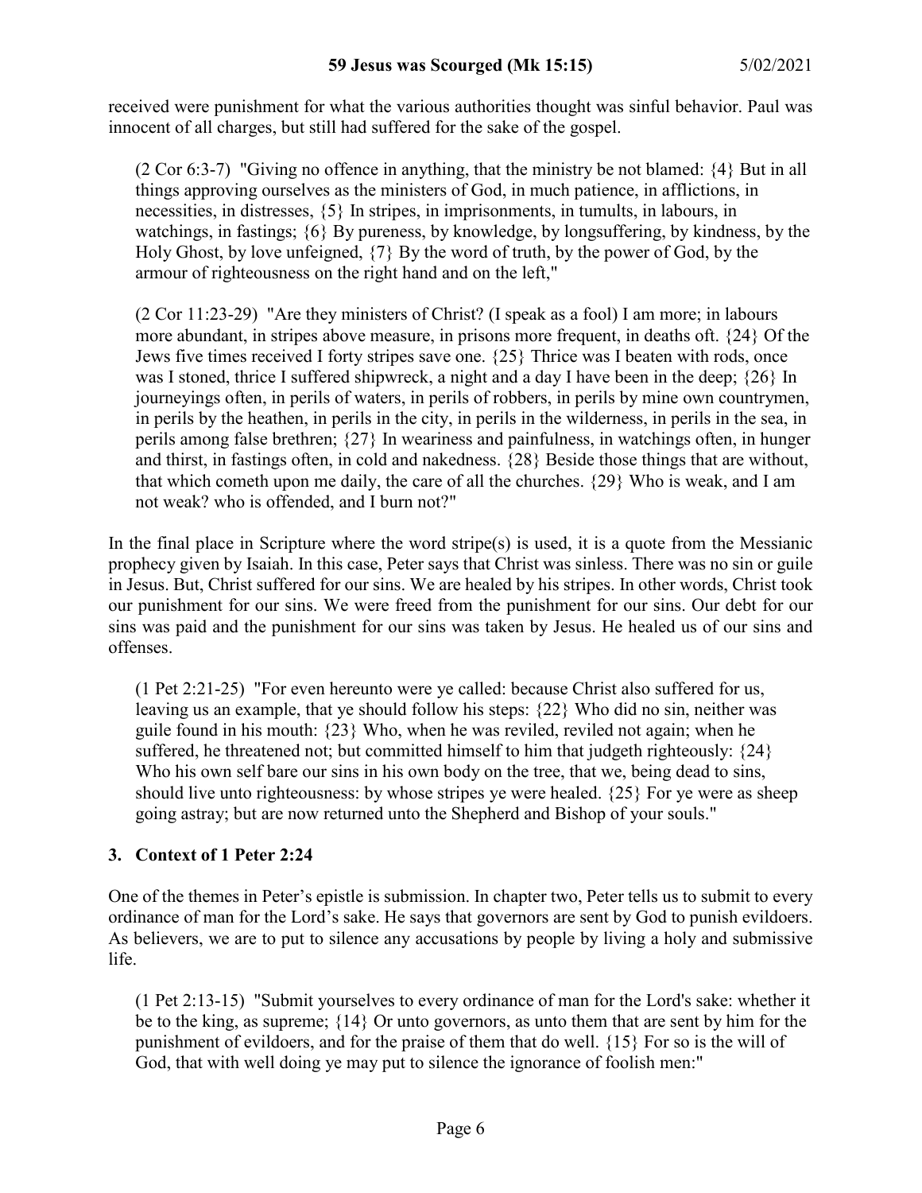received were punishment for what the various authorities thought was sinful behavior. Paul was innocent of all charges, but still had suffered for the sake of the gospel.

> (2 Cor 6:3-7) "Giving no offence in anything, that the ministry be not blamed: {4} But in all things approving ourselves as the ministers of God, in much patience, in afflictions, in necessities, in distresses, {5} In stripes, in imprisonments, in tumults, in labours, in watchings, in fastings; {6} By pureness, by knowledge, by longsuffering, by kindness, by the Holy Ghost, by love unfeigned, {7} By the word of truth, by the power of God, by the armour of righteousness on the right hand and on the left,"

> (2 Cor 11:23-29) "Are they ministers of Christ? (I speak as a fool) I am more; in labours more abundant, in stripes above measure, in prisons more frequent, in deaths oft. {24} Of the Jews five times received I forty stripes save one. {25} Thrice was I beaten with rods, once was I stoned, thrice I suffered shipwreck, a night and a day I have been in the deep; {26} In journeyings often, in perils of waters, in perils of robbers, in perils by mine own countrymen, in perils by the heathen, in perils in the city, in perils in the wilderness, in perils in the sea, in perils among false brethren; {27} In weariness and painfulness, in watchings often, in hunger and thirst, in fastings often, in cold and nakedness. {28} Beside those things that are without, that which cometh upon me daily, the care of all the churches. {29} Who is weak, and I am not weak? who is offended, and I burn not?"

In the final place in Scripture where the word stripe(s) is used, it is a quote from the Messianic prophecy given by Isaiah. In this case, Peter says that Christ was sinless. There was no sin or guile in Jesus. But, Christ suffered for our sins. We are healed by his stripes. In other words, Christ took our punishment for our sins. We were freed from the punishment for our sins. Our debt for our sins was paid and the punishment for our sins was taken by Jesus. He healed us of our sins and offenses.

> (1 Pet 2:21-25) "For even hereunto were ye called: because Christ also suffered for us, leaving us an example, that ye should follow his steps: {22} Who did no sin, neither was guile found in his mouth: {23} Who, when he was reviled, reviled not again; when he suffered, he threatened not; but committed himself to him that judgeth righteously: {24} Who his own self bare our sins in his own body on the tree, that we, being dead to sins, should live unto righteousness: by whose stripes ye were healed. {25} For ye were as sheep going astray; but are now returned unto the Shepherd and Bishop of your souls."

### 3. Context of 1 Peter 2:24

One of the themes in Peter's epistle is submission. In chapter two, Peter tells us to submit to every ordinance of man for the Lord's sake. He says that governors are sent by God to punish evildoers. As believers, we are to put to silence any accusations by people by living a holy and submissive life.

> (1 Pet 2:13-15) "Submit yourselves to every ordinance of man for the Lord's sake: whether it be to the king, as supreme; {14} Or unto governors, as unto them that are sent by him for the punishment of evildoers, and for the praise of them that do well. {15} For so is the will of God, that with well doing ye may put to silence the ignorance of foolish men:"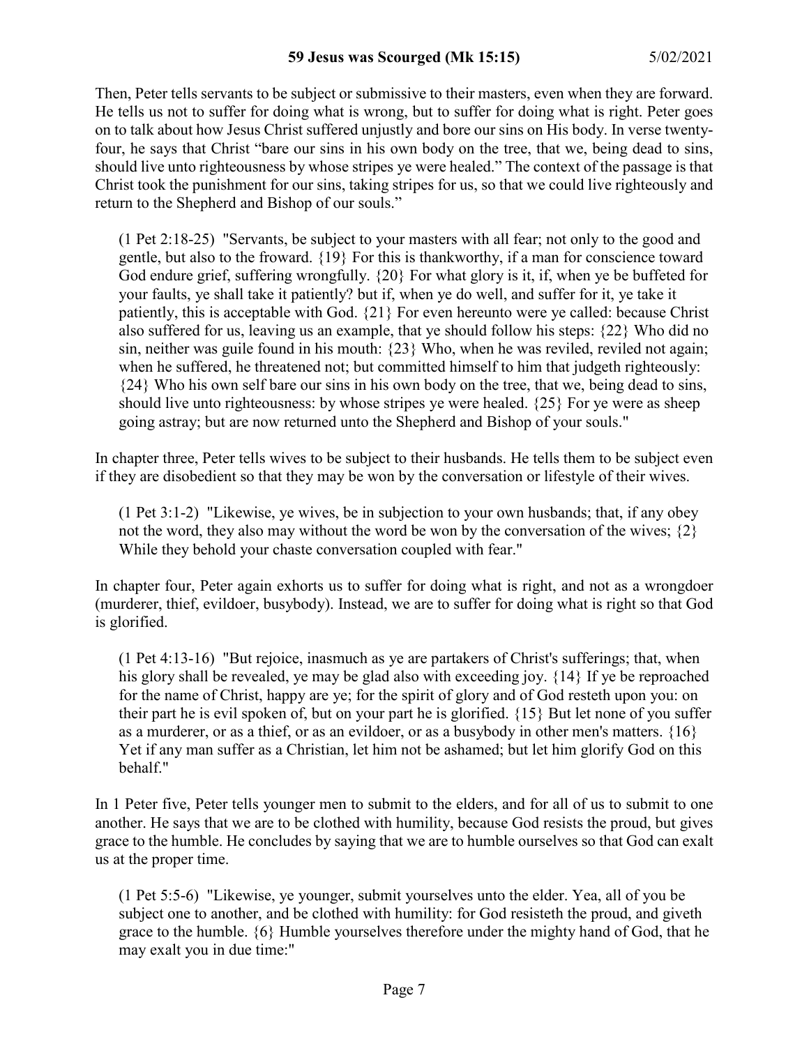Then, Peter tells servants to be subject or submissive to their masters, even when they are forward. He tells us not to suffer for doing what is wrong, but to suffer for doing what is right. Peter goes on to talk about how Jesus Christ suffered unjustly and bore our sins on His body. In verse twenty-four, he says that Christ "bare our sins in his own body on the tree, that we, being dead to sins, should live unto righteousness by whose stripes ye were healed." The context of the passage is that Christ took the punishment for our sins, taking stripes for us, so that we could live righteously and return to the Shepherd and Bishop of our souls."

> (1 Pet 2:18-25) "Servants, be subject to your masters with all fear; not only to the good and gentle, but also to the froward. {19} For this is thankworthy, if a man for conscience toward God endure grief, suffering wrongfully. {20} For what glory is it, if, when ye be buffeted for your faults, ye shall take it patiently? but if, when ye do well, and suffer for it, ye take it patiently, this is acceptable with God. {21} For even hereunto were ye called: because Christ also suffered for us, leaving us an example, that ye should follow his steps: {22} Who did no sin, neither was guile found in his mouth: {23} Who, when he was reviled, reviled not again; when he suffered, he threatened not; but committed himself to him that judgeth righteously: {24} Who his own self bare our sins in his own body on the tree, that we, being dead to sins, should live unto righteousness: by whose stripes ye were healed. {25} For ye were as sheep going astray; but are now returned unto the Shepherd and Bishop of your souls."

In chapter three, Peter tells wives to be subject to their husbands. He tells them to be subject even if they are disobedient so that they may be won by the conversation or lifestyle of their wives.

> (1 Pet 3:1-2) "Likewise, ye wives, be in subjection to your own husbands; that, if any obey not the word, they also may without the word be won by the conversation of the wives; {2} While they behold your chaste conversation coupled with fear."

In chapter four, Peter again exhorts us to suffer for doing what is right, and not as a wrongdoer (murderer, thief, evildoer, busybody). Instead, we are to suffer for doing what is right so that God is glorified.

> (1 Pet 4:13-16) "But rejoice, inasmuch as ye are partakers of Christ's sufferings; that, when his glory shall be revealed, ye may be glad also with exceeding joy. {14} If ye be reproached for the name of Christ, happy are ye; for the spirit of glory and of God resteth upon you: on their part he is evil spoken of, but on your part he is glorified. {15} But let none of you suffer as a murderer, or as a thief, or as an evildoer, or as a busybody in other men's matters. {16} Yet if any man suffer as a Christian, let him not be ashamed; but let him glorify God on this behalf."

In 1 Peter five, Peter tells younger men to submit to the elders, and for all of us to submit to one another. He says that we are to be clothed with humility, because God resists the proud, but gives grace to the humble. He concludes by saying that we are to humble ourselves so that God can exalt us at the proper time.

> (1 Pet 5:5-6) "Likewise, ye younger, submit yourselves unto the elder. Yea, all of you be subject one to another, and be clothed with humility: for God resisteth the proud, and giveth grace to the humble. {6} Humble yourselves therefore under the mighty hand of God, that he may exalt you in due time:"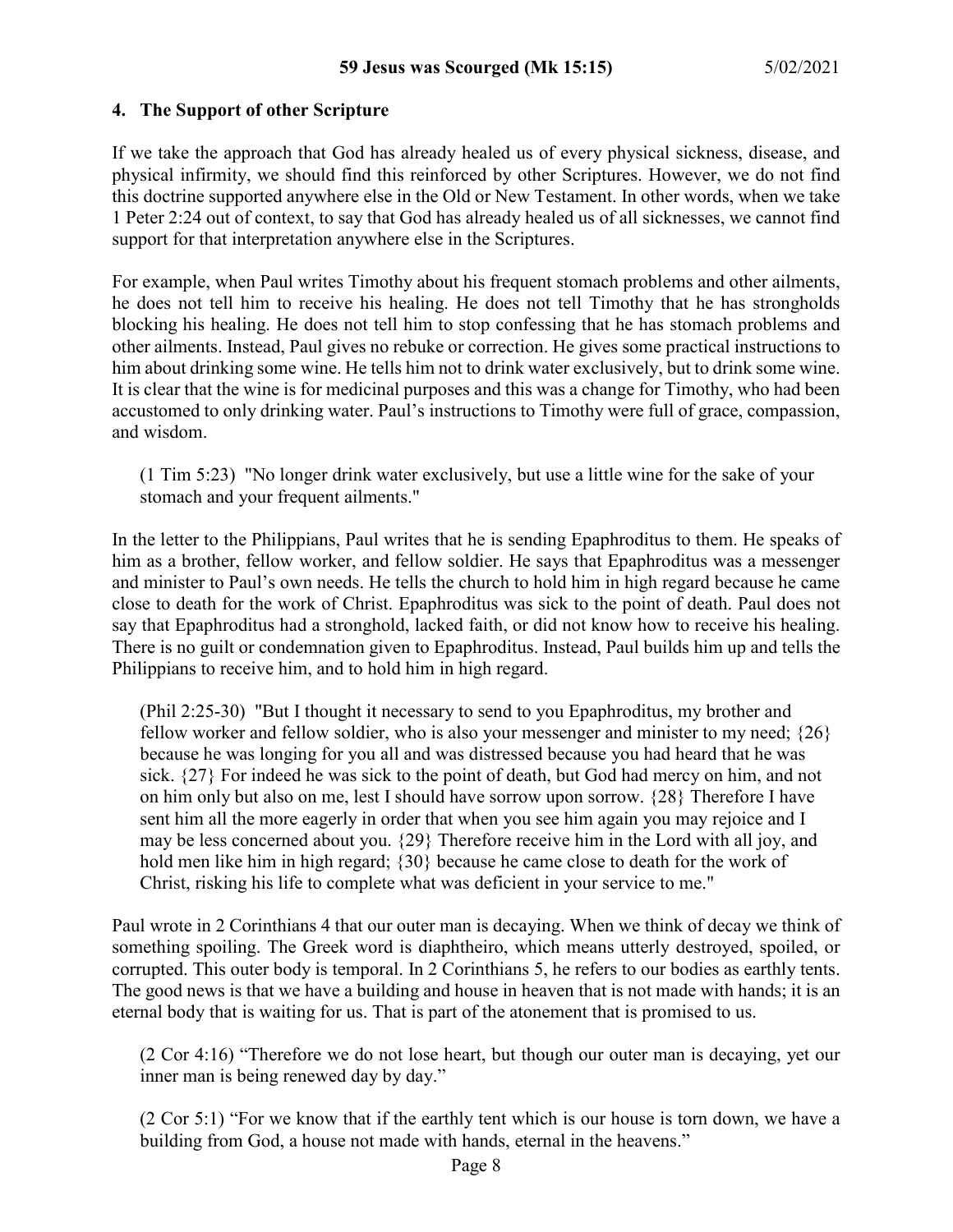### 4. The Support of other Scripture

If we take the approach that God has already healed us of every physical sickness, disease, and physical infirmity, we should find this reinforced by other Scriptures. However, we do not find this doctrine supported anywhere else in the Old or New Testament. In other words, when we take 1 Peter 2:24 out of context, to say that God has already healed us of all sicknesses, we cannot find support for that interpretation anywhere else in the Scriptures.

For example, when Paul writes Timothy about his frequent stomach problems and other ailments, he does not tell him to receive his healing. He does not tell Timothy that he has strongholds blocking his healing. He does not tell him to stop confessing that he has stomach problems and other ailments. Instead, Paul gives no rebuke or correction. He gives some practical instructions to him about drinking some wine. He tells him not to drink water exclusively, but to drink some wine. It is clear that the wine is for medicinal purposes and this was a change for Timothy, who had been accustomed to only drinking water. Paul's instructions to Timothy were full of grace, compassion, and wisdom.

> (1 Tim 5:23) "No longer drink water exclusively, but use a little wine for the sake of your stomach and your frequent ailments."

In the letter to the Philippians, Paul writes that he is sending Epaphroditus to them. He speaks of him as a brother, fellow worker, and fellow soldier. He says that Epaphroditus was a messenger and minister to Paul's own needs. He tells the church to hold him in high regard because he came close to death for the work of Christ. Epaphroditus was sick to the point of death. Paul does not say that Epaphroditus had a stronghold, lacked faith, or did not know how to receive his healing. There is no guilt or condemnation given to Epaphroditus. Instead, Paul builds him up and tells the Philippians to receive him, and to hold him in high regard.

> (Phil 2:25-30) "But I thought it necessary to send to you Epaphroditus, my brother and fellow worker and fellow soldier, who is also your messenger and minister to my need; {26} because he was longing for you all and was distressed because you had heard that he was sick. {27} For indeed he was sick to the point of death, but God had mercy on him, and not on him only but also on me, lest I should have sorrow upon sorrow. {28} Therefore I have sent him all the more eagerly in order that when you see him again you may rejoice and I may be less concerned about you. {29} Therefore receive him in the Lord with all joy, and hold men like him in high regard; {30} because he came close to death for the work of Christ, risking his life to complete what was deficient in your service to me."

Paul wrote in 2 Corinthians 4 that our outer man is decaying. When we think of decay we think of something spoiling. The Greek word is diaphtheiro, which means utterly destroyed, spoiled, or corrupted. This outer body is temporal. In 2 Corinthians 5, he refers to our bodies as earthly tents. The good news is that we have a building and house in heaven that is not made with hands; it is an eternal body that is waiting for us. That is part of the atonement that is promised to us.

> (2 Cor 4:16) "Therefore we do not lose heart, but though our outer man is decaying, yet our inner man is being renewed day by day."

> (2 Cor 5:1) "For we know that if the earthly tent which is our house is torn down, we have a building from God, a house not made with hands, eternal in the heavens."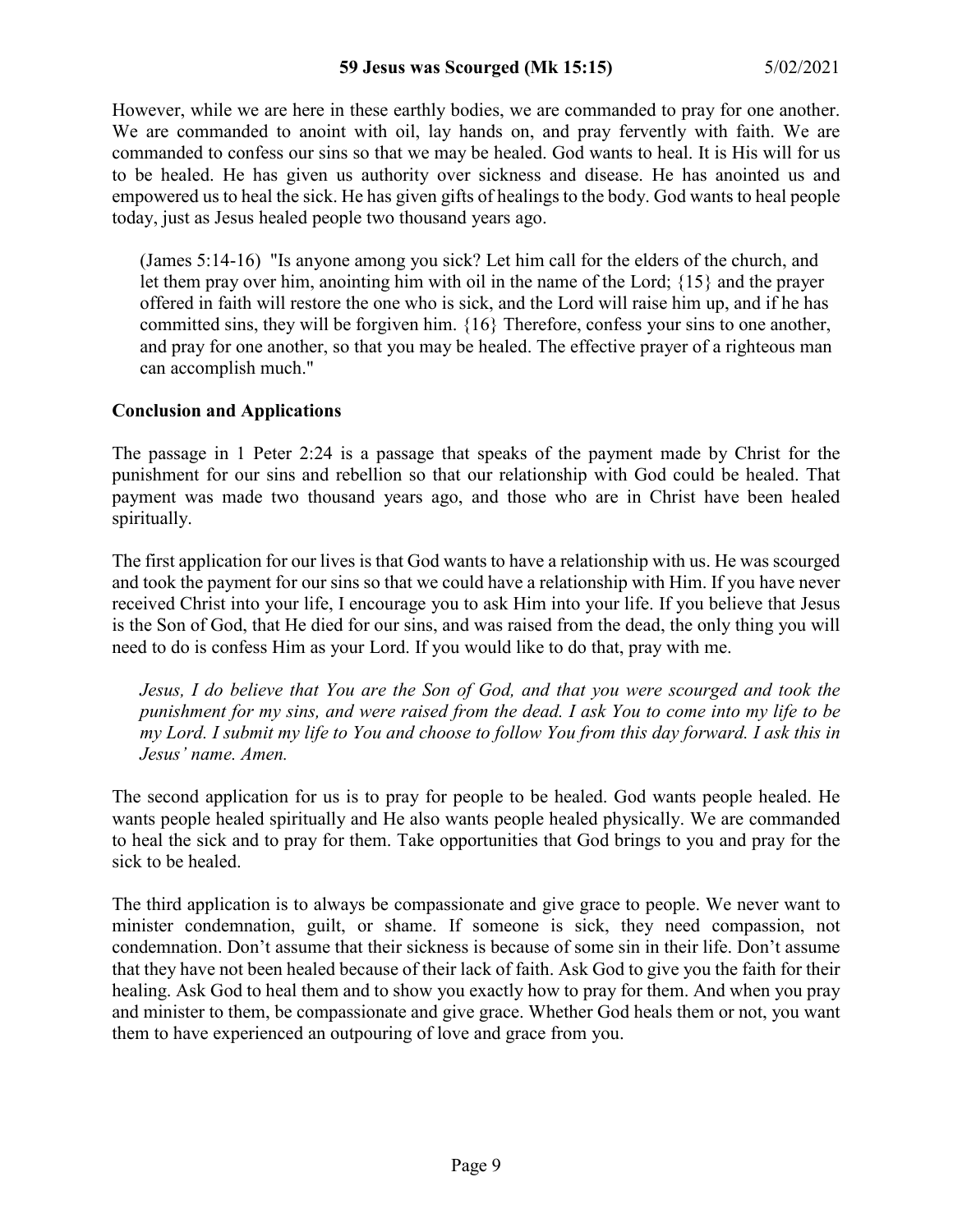However, while we are here in these earthly bodies, we are commanded to pray for one another. We are commanded to anoint with oil, lay hands on, and pray fervently with faith. We are commanded to confess our sins so that we may be healed. God wants to heal. It is His will for us to be healed. He has given us authority over sickness and disease. He has anointed us and empowered us to heal the sick. He has given gifts of healings to the body. God wants to heal people today, just as Jesus healed people two thousand years ago.

> (James 5:14-16) "Is anyone among you sick? Let him call for the elders of the church, and let them pray over him, anointing him with oil in the name of the Lord; {15} and the prayer offered in faith will restore the one who is sick, and the Lord will raise him up, and if he has committed sins, they will be forgiven him. {16} Therefore, confess your sins to one another, and pray for one another, so that you may be healed. The effective prayer of a righteous man can accomplish much."

**Conclusion and Applications**

The passage in 1 Peter 2:24 is a passage that speaks of the payment made by Christ for the punishment for our sins and rebellion so that our relationship with God could be healed. That payment was made two thousand years ago, and those who are in Christ have been healed spiritually.

The first application for our lives is that God wants to have a relationship with us. He was scourged and took the payment for our sins so that we could have a relationship with Him. If you have never received Christ into your life, I encourage you to ask Him into your life. If you believe that Jesus is the Son of God, that He died for our sins, and was raised from the dead, the only thing you will need to do is confess Him as your Lord. If you would like to do that, pray with me.

> *Jesus, I do believe that You are the Son of God, and that you were scourged and took the punishment for my sins, and were raised from the dead. I ask You to come into my life to be my Lord. I submit my life to You and choose to follow You from this day forward. I ask this in Jesus' name. Amen.*

The second application for us is to pray for people to be healed. God wants people healed. He wants people healed spiritually and He also wants people healed physically. We are commanded to heal the sick and to pray for them. Take opportunities that God brings to you and pray for the sick to be healed.

The third application is to always be compassionate and give grace to people. We never want to minister condemnation, guilt, or shame. If someone is sick, they need compassion, not condemnation. Don't assume that their sickness is because of some sin in their life. Don't assume that they have not been healed because of their lack of faith. Ask God to give you the faith for their healing. Ask God to heal them and to show you exactly how to pray for them. And when you pray and minister to them, be compassionate and give grace. Whether God heals them or not, you want them to have experienced an outpouring of love and grace from you.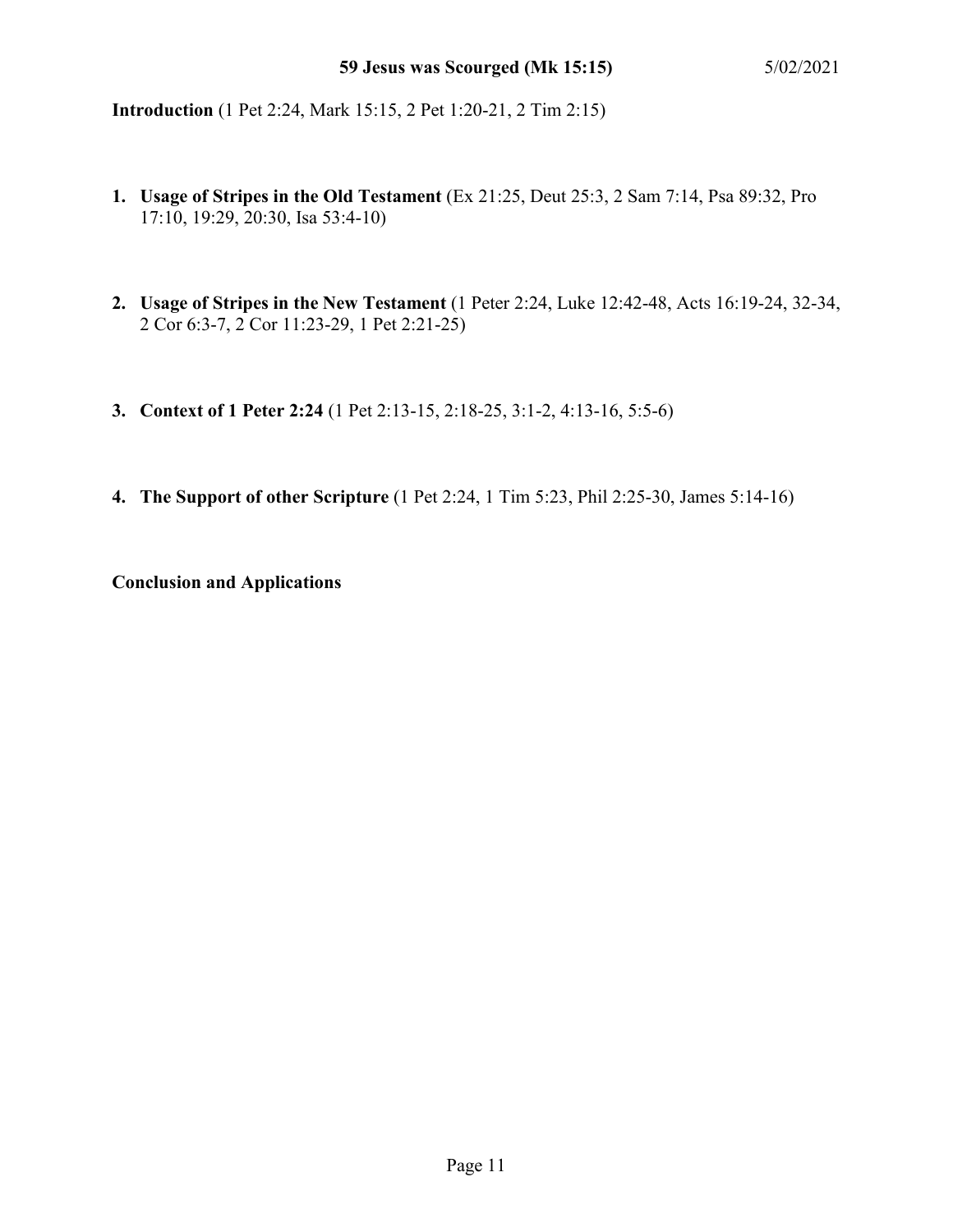# 59 Jesus was Scourged (Mk 15:15)

5/02/2021

**Introduction** (1 Pet 2:24, Mark 15:15, 2 Pet 1:20-21, 2 Tim 2:15)

1. **Usage of Stripes in the Old Testament** (Ex 21:25, Deut 25:3, 2 Sam 7:14, Psa 89:32, Pro 17:10, 19:29, 20:30, Isa 53:4-10)

2. **Usage of Stripes in the New Testament** (1 Peter 2:24, Luke 12:42-48, Acts 16:19-24, 32-34, 2 Cor 6:3-7, 2 Cor 11:23-29, 1 Pet 2:21-25)

3. **Context of 1 Peter 2:24** (1 Pet 2:13-15, 2:18-25, 3:1-2, 4:13-16, 5:5-6)

4. **The Support of other Scripture** (1 Pet 2:24, 1 Tim 5:23, Phil 2:25-30, James 5:14-16)

**Conclusion and Applications**